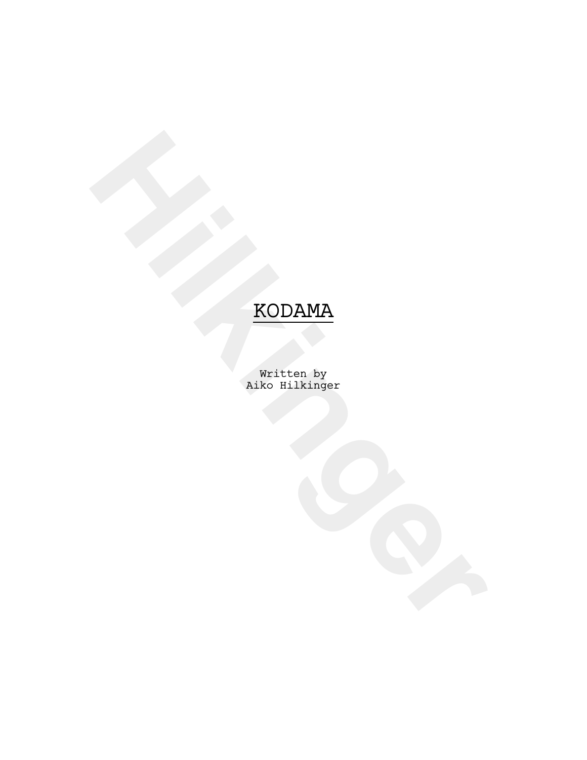# KODAMA

Written by
Aiko Hilkinger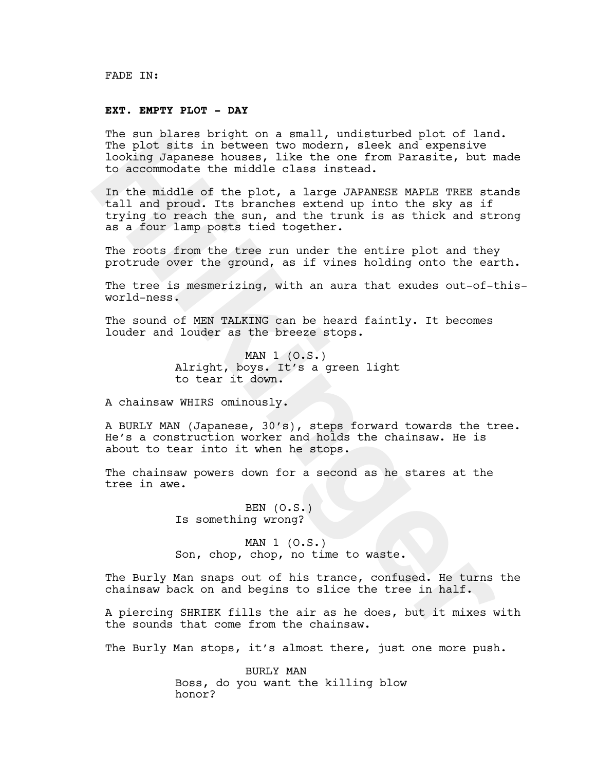FADE IN:

**EXT. EMPTY PLOT - DAY**

The sun blares bright on a small, undisturbed plot of land. The plot sits in between two modern, sleek and expensive looking Japanese houses, like the one from Parasite, but made to accommodate the middle class instead.

In the middle of the plot, a large JAPANESE MAPLE TREE stands tall and proud. Its branches extend up into the sky as if trying to reach the sun, and the trunk is as thick and strong as a four lamp posts tied together.

The roots from the tree run under the entire plot and they protrude over the ground, as if vines holding onto the earth.

The tree is mesmerizing, with an aura that exudes out-of-this-world-ness.

The sound of MEN TALKING can be heard faintly. It becomes louder and louder as the breeze stops.

MAN 1 (O.S.)
Alright, boys. It's a green light to tear it down.

A chainsaw WHIRS ominously.

A BURLY MAN (Japanese, 30's), steps forward towards the tree. He's a construction worker and holds the chainsaw. He is about to tear into it when he stops.

The chainsaw powers down for a second as he stares at the tree in awe.

BEN (O.S.)
Is something wrong?

MAN 1 (O.S.)
Son, chop, chop, no time to waste.

The Burly Man snaps out of his trance, confused. He turns the chainsaw back on and begins to slice the tree in half.

A piercing SHRIEK fills the air as he does, but it mixes with the sounds that come from the chainsaw.

The Burly Man stops, it's almost there, just one more push.

BURLY MAN
Boss, do you want the killing blow honor?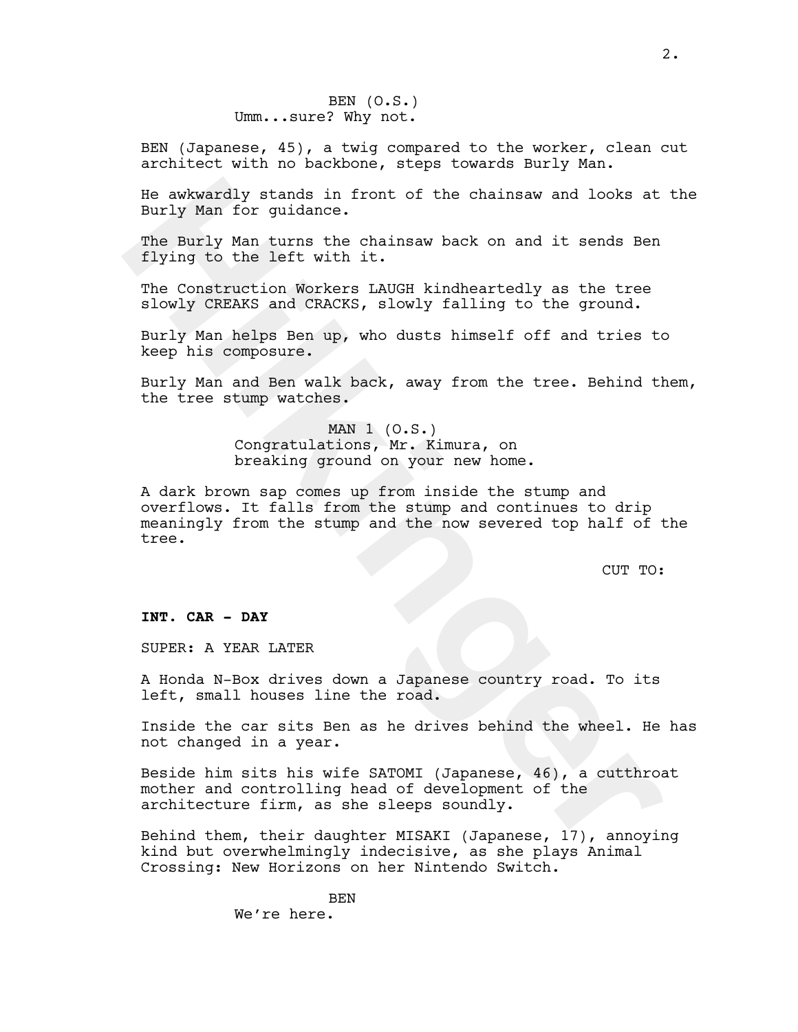BEN (O.S.)
Umm...sure? Why not.

BEN (Japanese, 45), a twig compared to the worker, clean cut architect with no backbone, steps towards Burly Man.

He awkwardly stands in front of the chainsaw and looks at the Burly Man for guidance.

The Burly Man turns the chainsaw back on and it sends Ben flying to the left with it.

The Construction Workers LAUGH kindheartedly as the tree slowly CREAKS and CRACKS, slowly falling to the ground.

Burly Man helps Ben up, who dusts himself off and tries to keep his composure.

Burly Man and Ben walk back, away from the tree. Behind them, the tree stump watches.

MAN 1 (O.S.)
Congratulations, Mr. Kimura, on breaking ground on your new home.

A dark brown sap comes up from inside the stump and overflows. It falls from the stump and continues to drip meaningly from the stump and the now severed top half of the tree.

CUT TO:

**INT. CAR - DAY**

SUPER: A YEAR LATER

A Honda N-Box drives down a Japanese country road. To its left, small houses line the road.

Inside the car sits Ben as he drives behind the wheel. He has not changed in a year.

Beside him sits his wife SATOMI (Japanese, 46), a cutthroat mother and controlling head of development of the architecture firm, as she sleeps soundly.

Behind them, their daughter MISAKI (Japanese, 17), annoying kind but overwhelmingly indecisive, as she plays Animal Crossing: New Horizons on her Nintendo Switch.

BEN
We're here.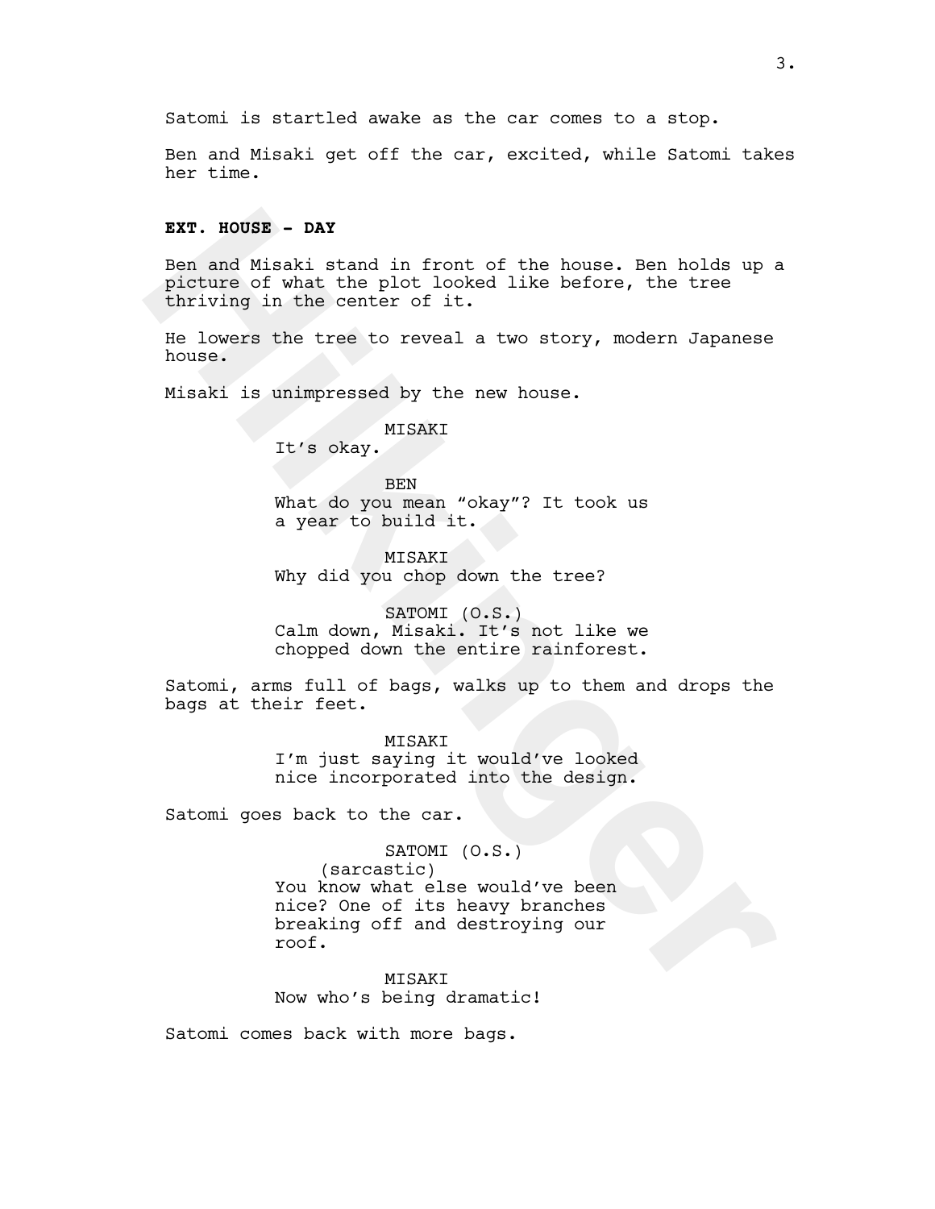Satomi is startled awake as the car comes to a stop.

Ben and Misaki get off the car, excited, while Satomi takes her time.

**EXT. HOUSE - DAY**

Ben and Misaki stand in front of the house. Ben holds up a picture of what the plot looked like before, the tree thriving in the center of it.

He lowers the tree to reveal a two story, modern Japanese house.

Misaki is unimpressed by the new house.

MISAKI
It's okay.

BEN
What do you mean "okay"? It took us a year to build it.

MISAKI
Why did you chop down the tree?

SATOMI (O.S.)
Calm down, Misaki. It's not like we chopped down the entire rainforest.

Satomi, arms full of bags, walks up to them and drops the bags at their feet.

MISAKI
I'm just saying it would've looked nice incorporated into the design.

Satomi goes back to the car.

SATOMI (O.S.)
(sarcastic)
You know what else would've been nice? One of its heavy branches breaking off and destroying our roof.

MISAKI
Now who's being dramatic!

Satomi comes back with more bags.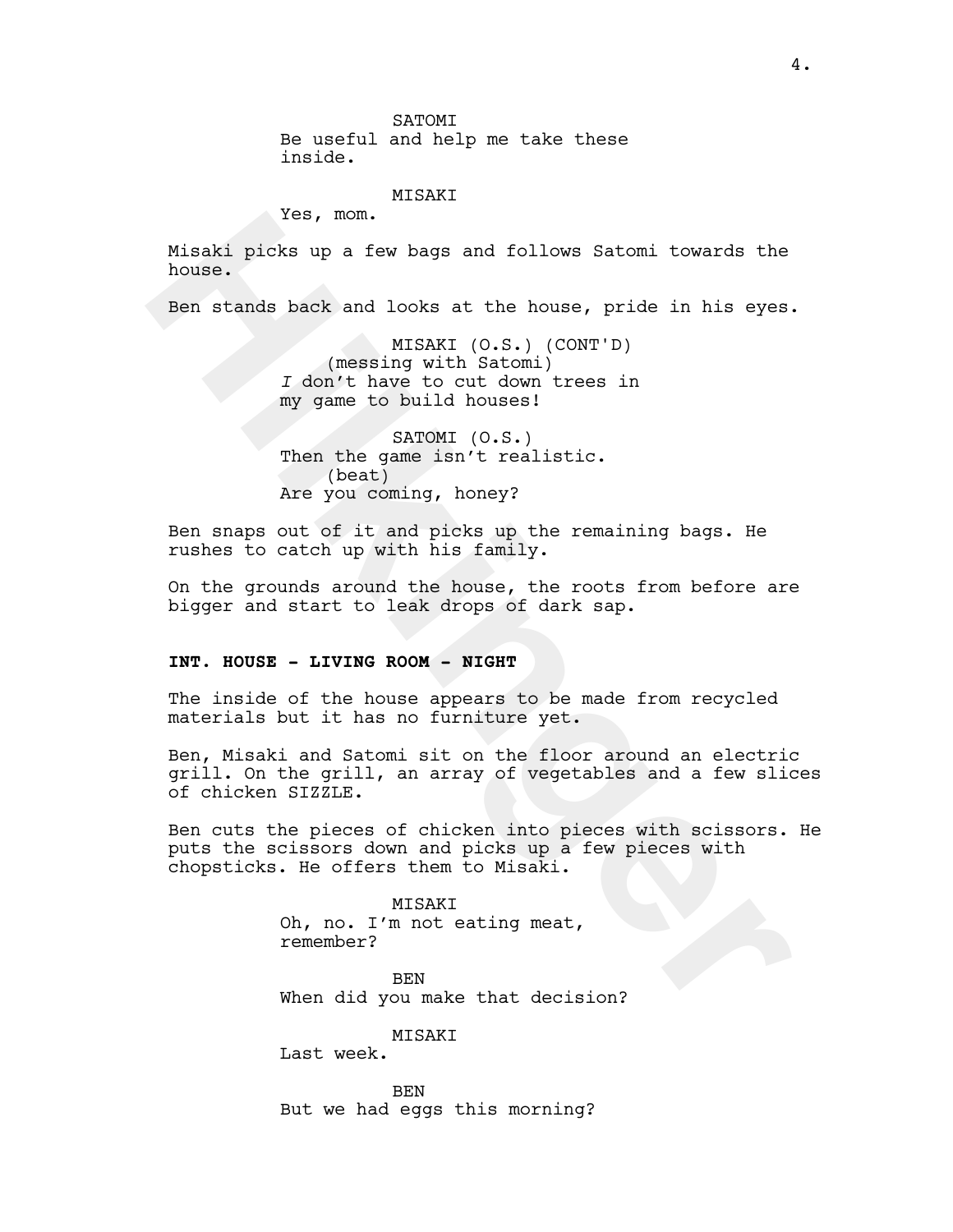SATOMI
Be useful and help me take these inside.

MISAKI
Yes, mom.

Misaki picks up a few bags and follows Satomi towards the house.

Ben stands back and looks at the house, pride in his eyes.

MISAKI (O.S.) (CONT'D)
(messing with Satomi)
*I* don't have to cut down trees in my game to build houses!

SATOMI (O.S.)
Then the game isn't realistic.
(beat)
Are you coming, honey?

Ben snaps out of it and picks up the remaining bags. He rushes to catch up with his family.

On the grounds around the house, the roots from before are bigger and start to leak drops of dark sap.

**INT. HOUSE - LIVING ROOM - NIGHT**

The inside of the house appears to be made from recycled materials but it has no furniture yet.

Ben, Misaki and Satomi sit on the floor around an electric grill. On the grill, an array of vegetables and a few slices of chicken SIZZLE.

Ben cuts the pieces of chicken into pieces with scissors. He puts the scissors down and picks up a few pieces with chopsticks. He offers them to Misaki.

MISAKI
Oh, no. I'm not eating meat, remember?

BEN
When did you make that decision?

MISAKI
Last week.

BEN
But we had eggs this morning?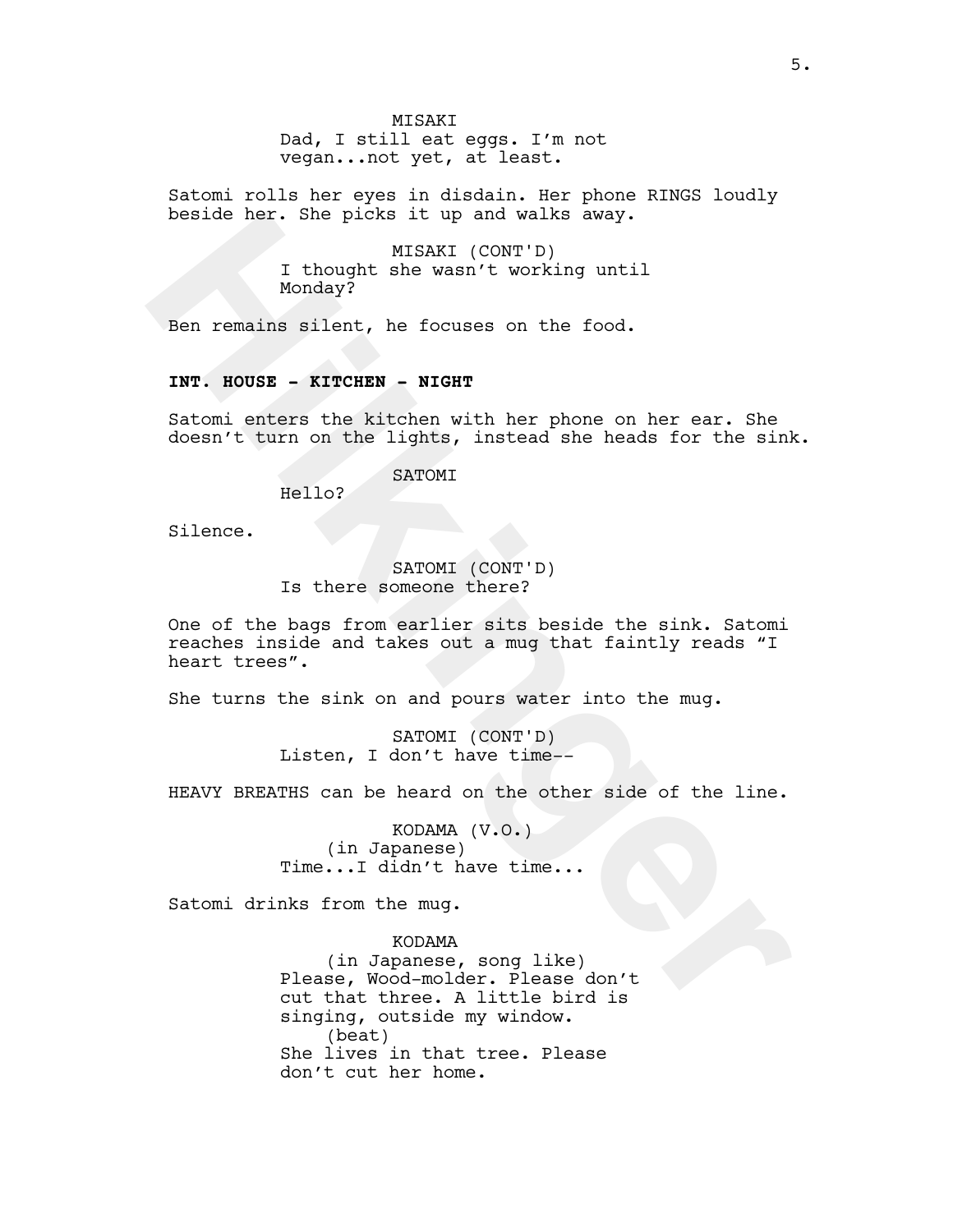MISAKI
Dad, I still eat eggs. I'm not vegan...not yet, at least.

Satomi rolls her eyes in disdain. Her phone RINGS loudly beside her. She picks it up and walks away.

MISAKI (CONT'D)
I thought she wasn't working until Monday?

Ben remains silent, he focuses on the food.

**INT. HOUSE - KITCHEN - NIGHT**

Satomi enters the kitchen with her phone on her ear. She doesn't turn on the lights, instead she heads for the sink.

SATOMI
Hello?

Silence.

SATOMI (CONT'D)
Is there someone there?

One of the bags from earlier sits beside the sink. Satomi reaches inside and takes out a mug that faintly reads "I heart trees".

She turns the sink on and pours water into the mug.

SATOMI (CONT'D)
Listen, I don't have time--

HEAVY BREATHS can be heard on the other side of the line.

KODAMA (V.O.)
(in Japanese)
Time...I didn't have time...

Satomi drinks from the mug.

KODAMA
(in Japanese, song like)
Please, Wood-molder. Please don't cut that three. A little bird is singing, outside my window.
(beat)
She lives in that tree. Please don't cut her home.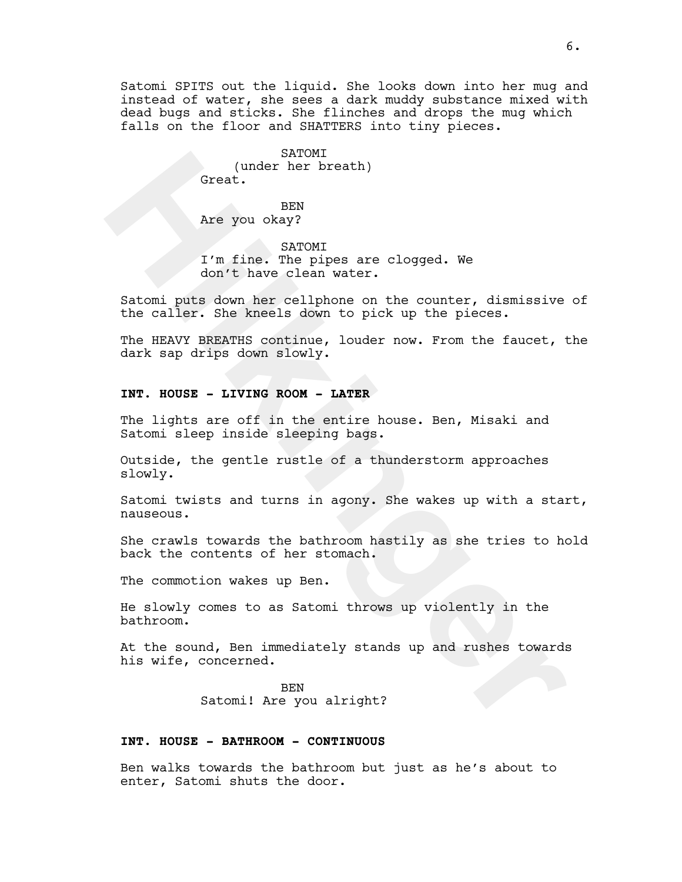Satomi SPITS out the liquid. She looks down into her mug and instead of water, she sees a dark muddy substance mixed with dead bugs and sticks. She flinches and drops the mug which falls on the floor and SHATTERS into tiny pieces.

SATOMI
(under her breath)
Great.

BEN
Are you okay?

SATOMI
I'm fine. The pipes are clogged. We don't have clean water.

Satomi puts down her cellphone on the counter, dismissive of the caller. She kneels down to pick up the pieces.

The HEAVY BREATHS continue, louder now. From the faucet, the dark sap drips down slowly.

**INT. HOUSE - LIVING ROOM - LATER**

The lights are off in the entire house. Ben, Misaki and Satomi sleep inside sleeping bags.

Outside, the gentle rustle of a thunderstorm approaches slowly.

Satomi twists and turns in agony. She wakes up with a start, nauseous.

She crawls towards the bathroom hastily as she tries to hold back the contents of her stomach.

The commotion wakes up Ben.

He slowly comes to as Satomi throws up violently in the bathroom.

At the sound, Ben immediately stands up and rushes towards his wife, concerned.

BEN
Satomi! Are you alright?

**INT. HOUSE - BATHROOM - CONTINUOUS**

Ben walks towards the bathroom but just as he's about to enter, Satomi shuts the door.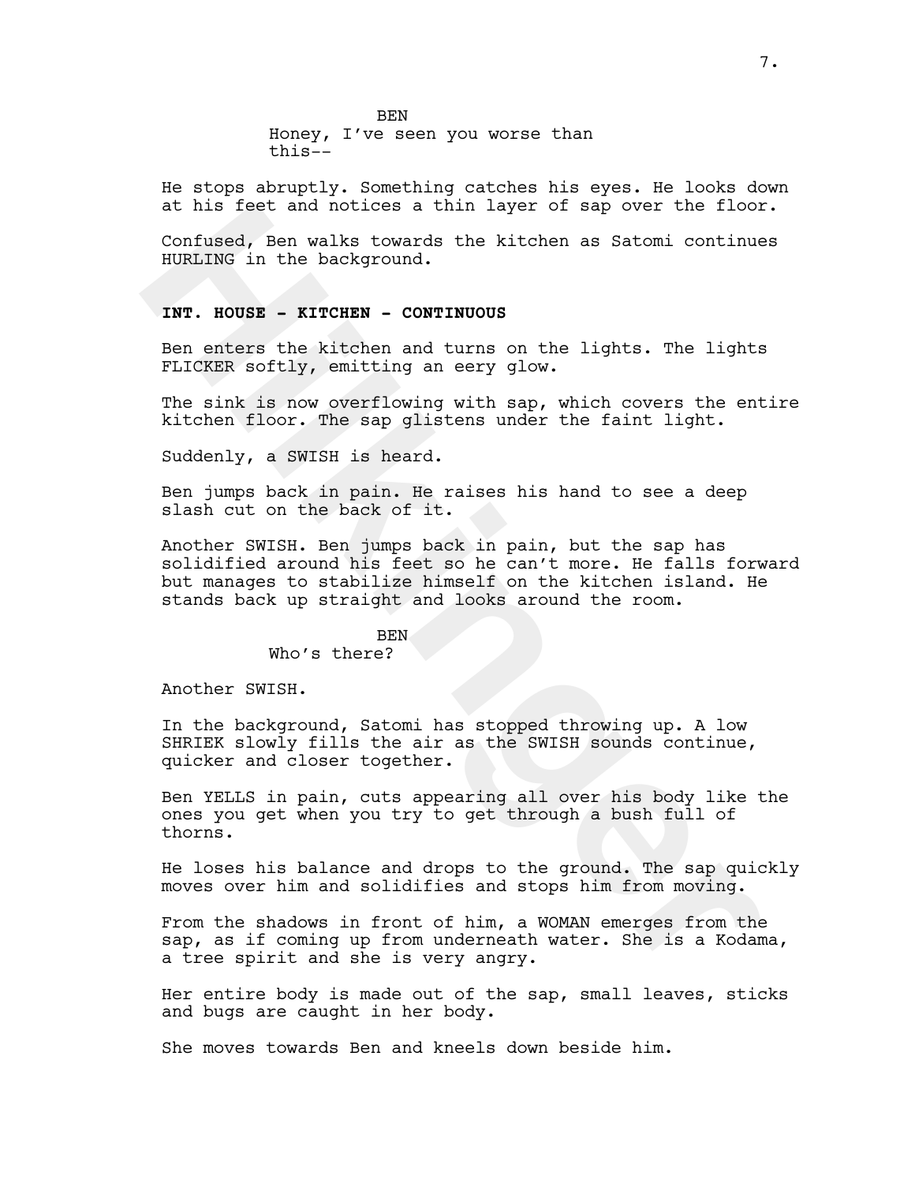BEN
Honey, I've seen you worse than this--

He stops abruptly. Something catches his eyes. He looks down at his feet and notices a thin layer of sap over the floor.

Confused, Ben walks towards the kitchen as Satomi continues HURLING in the background.

**INT. HOUSE - KITCHEN - CONTINUOUS**

Ben enters the kitchen and turns on the lights. The lights FLICKER softly, emitting an eery glow.

The sink is now overflowing with sap, which covers the entire kitchen floor. The sap glistens under the faint light.

Suddenly, a SWISH is heard.

Ben jumps back in pain. He raises his hand to see a deep slash cut on the back of it.

Another SWISH. Ben jumps back in pain, but the sap has solidified around his feet so he can't more. He falls forward but manages to stabilize himself on the kitchen island. He stands back up straight and looks around the room.

BEN
Who's there?

Another SWISH.

In the background, Satomi has stopped throwing up. A low SHRIEK slowly fills the air as the SWISH sounds continue, quicker and closer together.

Ben YELLS in pain, cuts appearing all over his body like the ones you get when you try to get through a bush full of thorns.

He loses his balance and drops to the ground. The sap quickly moves over him and solidifies and stops him from moving.

From the shadows in front of him, a WOMAN emerges from the sap, as if coming up from underneath water. She is a Kodama, a tree spirit and she is very angry.

Her entire body is made out of the sap, small leaves, sticks and bugs are caught in her body.

She moves towards Ben and kneels down beside him.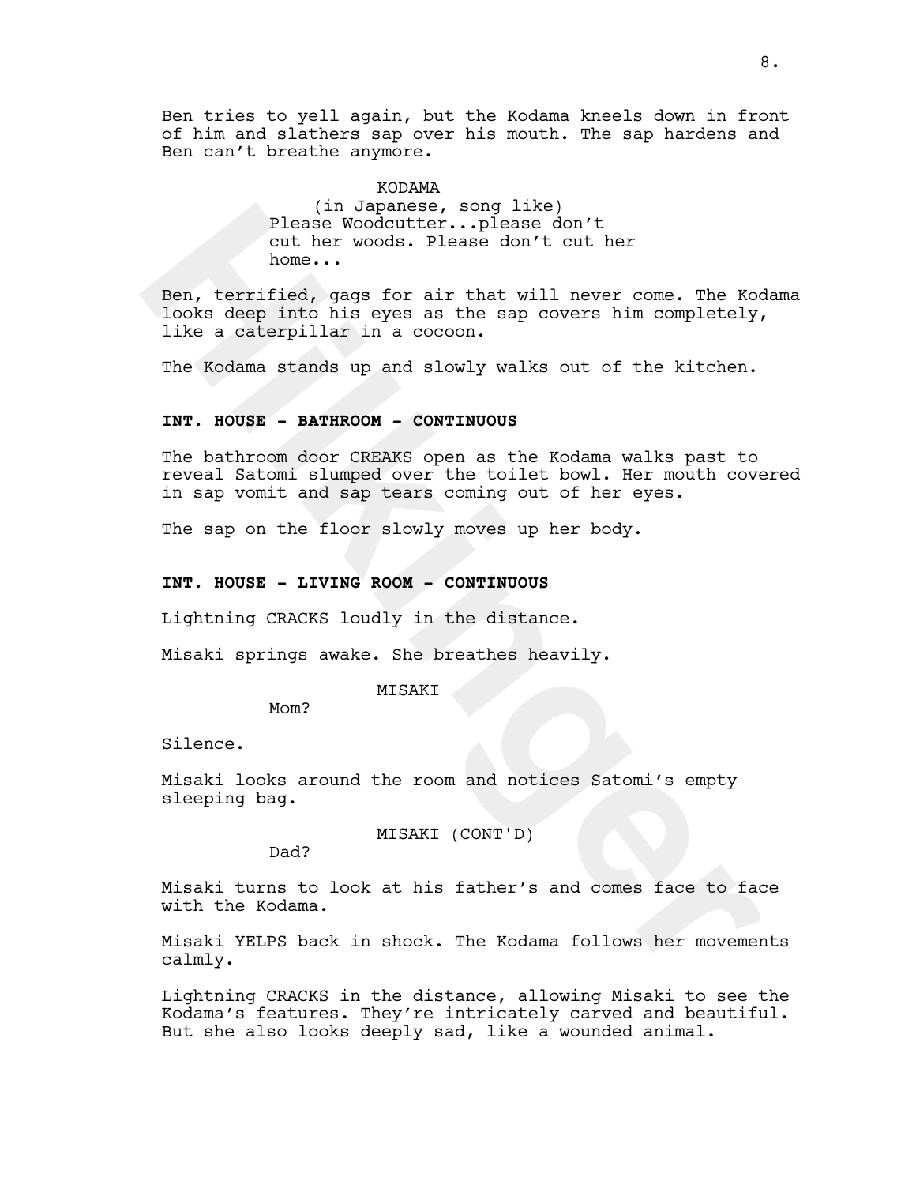Ben tries to yell again, but the Kodama kneels down in front of him and slathers sap over his mouth. The sap hardens and Ben can't breathe anymore.

KODAMA
(in Japanese, song like)
Please Woodcutter...please don't cut her woods. Please don't cut her home...

Ben, terrified, gags for air that will never come. The Kodama looks deep into his eyes as the sap covers him completely, like a caterpillar in a cocoon.

The Kodama stands up and slowly walks out of the kitchen.

**INT. HOUSE - BATHROOM - CONTINUOUS**

The bathroom door CREAKS open as the Kodama walks past to reveal Satomi slumped over the toilet bowl. Her mouth covered in sap vomit and sap tears coming out of her eyes.

The sap on the floor slowly moves up her body.

**INT. HOUSE - LIVING ROOM - CONTINUOUS**

Lightning CRACKS loudly in the distance.

Misaki springs awake. She breathes heavily.

MISAKI
Mom?

Silence.

Misaki looks around the room and notices Satomi's empty sleeping bag.

MISAKI (CONT'D)
Dad?

Misaki turns to look at his father's and comes face to face with the Kodama.

Misaki YELPS back in shock. The Kodama follows her movements calmly.

Lightning CRACKS in the distance, allowing Misaki to see the Kodama's features. They're intricately carved and beautiful. But she also looks deeply sad, like a wounded animal.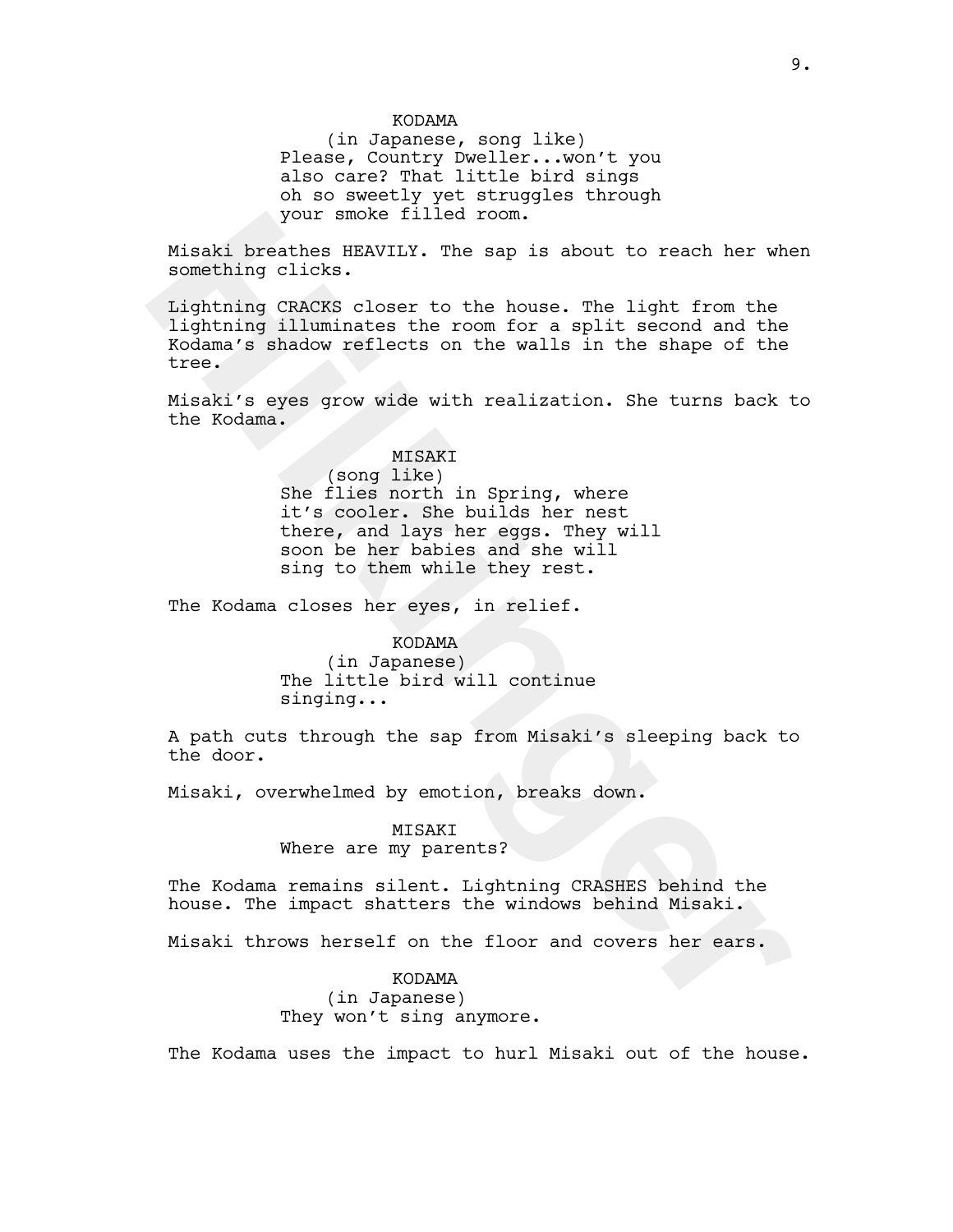KODAMA
(in Japanese, song like)
Please, Country Dweller...won't you also care? That little bird sings oh so sweetly yet struggles through your smoke filled room.

Misaki breathes HEAVILY. The sap is about to reach her when something clicks.

Lightning CRACKS closer to the house. The light from the lightning illuminates the room for a split second and the Kodama's shadow reflects on the walls in the shape of the tree.

Misaki's eyes grow wide with realization. She turns back to the Kodama.

MISAKI
(song like)
She flies north in Spring, where it's cooler. She builds her nest there, and lays her eggs. They will soon be her babies and she will sing to them while they rest.

The Kodama closes her eyes, in relief.

KODAMA
(in Japanese)
The little bird will continue singing...

A path cuts through the sap from Misaki's sleeping back to the door.

Misaki, overwhelmed by emotion, breaks down.

MISAKI
Where are my parents?

The Kodama remains silent. Lightning CRASHES behind the house. The impact shatters the windows behind Misaki.

Misaki throws herself on the floor and covers her ears.

KODAMA
(in Japanese)
They won't sing anymore.

The Kodama uses the impact to hurl Misaki out of the house.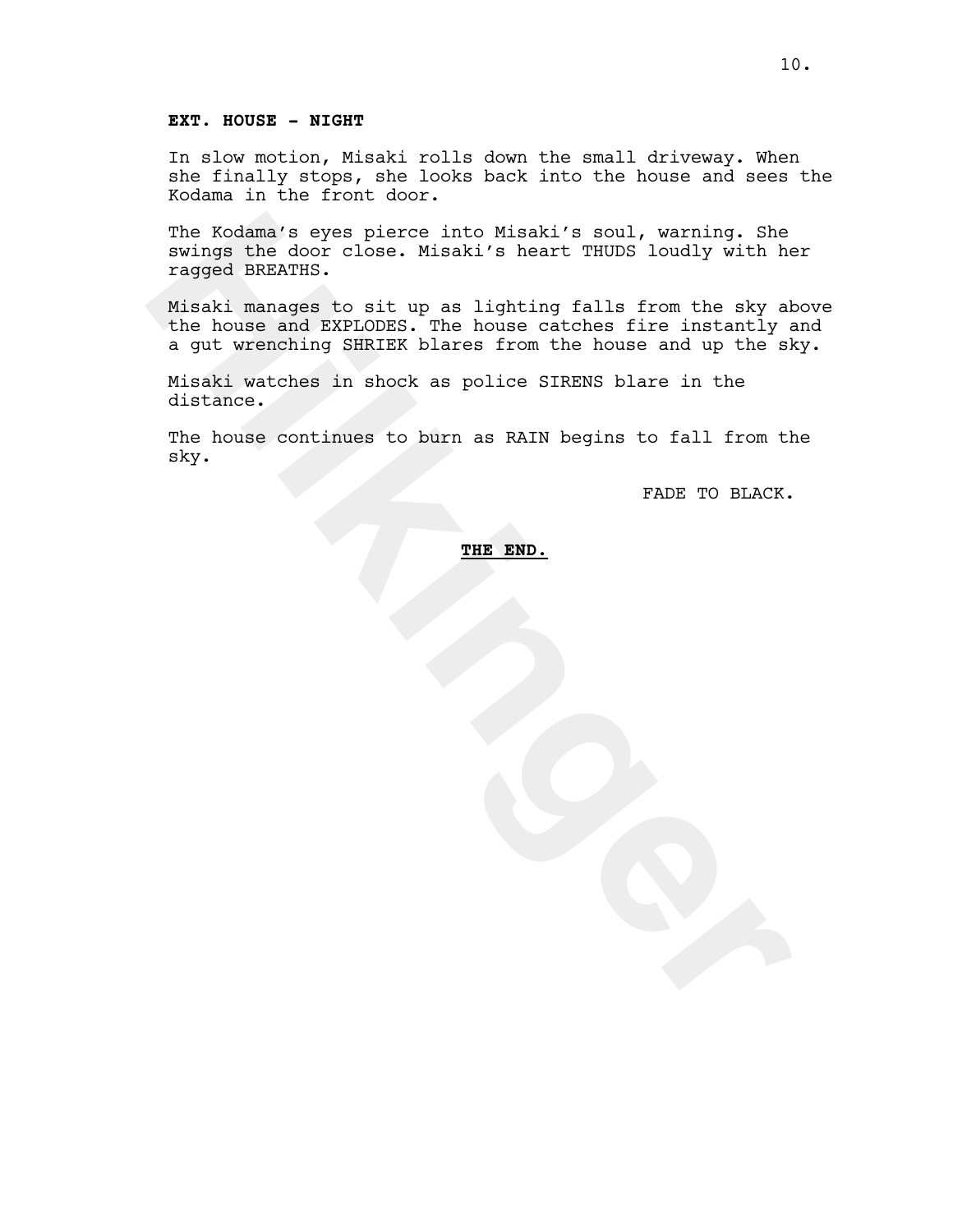**EXT. HOUSE - NIGHT**

In slow motion, Misaki rolls down the small driveway. When she finally stops, she looks back into the house and sees the Kodama in the front door.

The Kodama's eyes pierce into Misaki's soul, warning. She swings the door close. Misaki's heart THUDS loudly with her ragged BREATHS.

Misaki manages to sit up as lighting falls from the sky above the house and EXPLODES. The house catches fire instantly and a gut wrenching SHRIEK blares from the house and up the sky.

Misaki watches in shock as police SIRENS blare in the distance.

The house continues to burn as RAIN begins to fall from the sky.

FADE TO BLACK.

**THE END.**